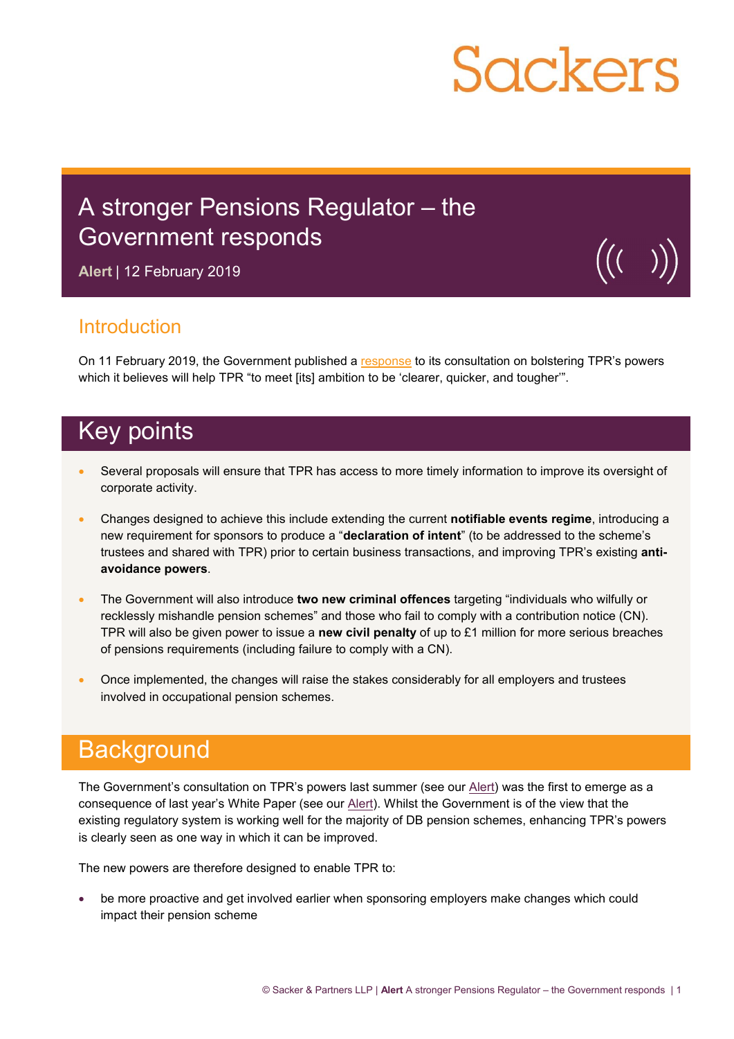Sackers

# A stronger Pensions Regulator – the Government responds

**Alert** | 12 February 2019

## Introduction

On 11 February 2019, the Government published a response to its consultation on bolstering TPR's powers which it believes will help TPR "to meet [its] ambition to be 'clearer, quicker, and tougher'".

## Key points

- Several proposals will ensure that TPR has access to more timely information to improve its oversight of corporate activity.
- Changes designed to achieve this include extending the current **notifiable events regime**, introducing a new requirement for sponsors to produce a "**declaration of intent**" (to be addressed to the scheme's trustees and shared with TPR) prior to certain business transactions, and improving TPR's existing **anti-avoidance powers**.
- The Government will also introduce **two new criminal offences** targeting "individuals who wilfully or recklessly mishandle pension schemes" and those who fail to comply with a contribution notice (CN). TPR will also be given power to issue a **new civil penalty** of up to £1 million for more serious breaches of pensions requirements (including failure to comply with a CN).
- Once implemented, the changes will raise the stakes considerably for all employers and trustees involved in occupational pension schemes.

## Background

The Government's consultation on TPR's powers last summer (see our Alert) was the first to emerge as a consequence of last year's White Paper (see our Alert). Whilst the Government is of the view that the existing regulatory system is working well for the majority of DB pension schemes, enhancing TPR's powers is clearly seen as one way in which it can be improved.

The new powers are therefore designed to enable TPR to:

- be more proactive and get involved earlier when sponsoring employers make changes which could impact their pension scheme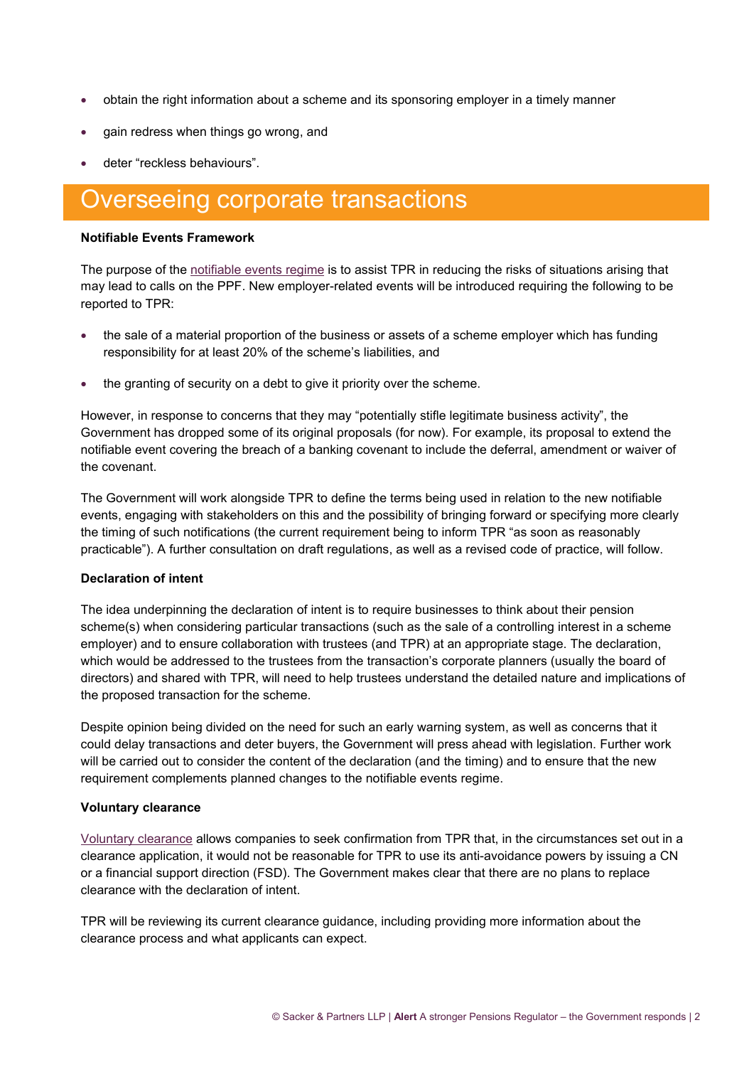- obtain the right information about a scheme and its sponsoring employer in a timely manner
- gain redress when things go wrong, and
- deter "reckless behaviours".

## Overseeing corporate transactions

**Notifiable Events Framework**

The purpose of the notifiable events regime is to assist TPR in reducing the risks of situations arising that may lead to calls on the PPF. New employer-related events will be introduced requiring the following to be reported to TPR:

- the sale of a material proportion of the business or assets of a scheme employer which has funding responsibility for at least 20% of the scheme's liabilities, and
- the granting of security on a debt to give it priority over the scheme.

However, in response to concerns that they may "potentially stifle legitimate business activity", the Government has dropped some of its original proposals (for now). For example, its proposal to extend the notifiable event covering the breach of a banking covenant to include the deferral, amendment or waiver of the covenant.

The Government will work alongside TPR to define the terms being used in relation to the new notifiable events, engaging with stakeholders on this and the possibility of bringing forward or specifying more clearly the timing of such notifications (the current requirement being to inform TPR "as soon as reasonably practicable"). A further consultation on draft regulations, as well as a revised code of practice, will follow.

**Declaration of intent**

The idea underpinning the declaration of intent is to require businesses to think about their pension scheme(s) when considering particular transactions (such as the sale of a controlling interest in a scheme employer) and to ensure collaboration with trustees (and TPR) at an appropriate stage. The declaration, which would be addressed to the trustees from the transaction's corporate planners (usually the board of directors) and shared with TPR, will need to help trustees understand the detailed nature and implications of the proposed transaction for the scheme.

Despite opinion being divided on the need for such an early warning system, as well as concerns that it could delay transactions and deter buyers, the Government will press ahead with legislation. Further work will be carried out to consider the content of the declaration (and the timing) and to ensure that the new requirement complements planned changes to the notifiable events regime.

**Voluntary clearance**

Voluntary clearance allows companies to seek confirmation from TPR that, in the circumstances set out in a clearance application, it would not be reasonable for TPR to use its anti-avoidance powers by issuing a CN or a financial support direction (FSD). The Government makes clear that there are no plans to replace clearance with the declaration of intent.

TPR will be reviewing its current clearance guidance, including providing more information about the clearance process and what applicants can expect.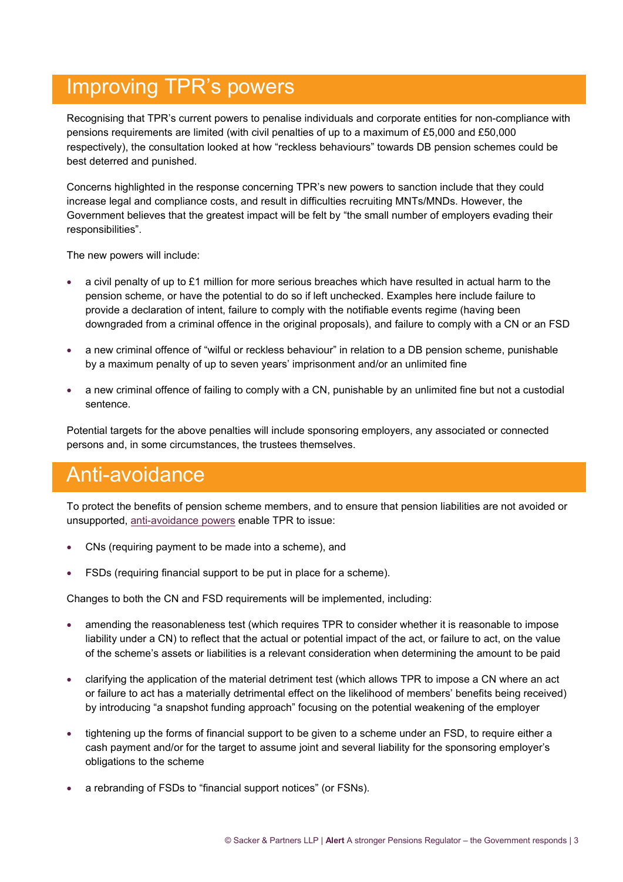## Improving TPR's powers

Recognising that TPR's current powers to penalise individuals and corporate entities for non-compliance with pensions requirements are limited (with civil penalties of up to a maximum of £5,000 and £50,000 respectively), the consultation looked at how "reckless behaviours" towards DB pension schemes could be best deterred and punished.

Concerns highlighted in the response concerning TPR's new powers to sanction include that they could increase legal and compliance costs, and result in difficulties recruiting MNTs/MNDs. However, the Government believes that the greatest impact will be felt by "the small number of employers evading their responsibilities".

The new powers will include:

- a civil penalty of up to £1 million for more serious breaches which have resulted in actual harm to the pension scheme, or have the potential to do so if left unchecked. Examples here include failure to provide a declaration of intent, failure to comply with the notifiable events regime (having been downgraded from a criminal offence in the original proposals), and failure to comply with a CN or an FSD
- a new criminal offence of "wilful or reckless behaviour" in relation to a DB pension scheme, punishable by a maximum penalty of up to seven years' imprisonment and/or an unlimited fine
- a new criminal offence of failing to comply with a CN, punishable by an unlimited fine but not a custodial sentence.

Potential targets for the above penalties will include sponsoring employers, any associated or connected persons and, in some circumstances, the trustees themselves.

## Anti-avoidance

To protect the benefits of pension scheme members, and to ensure that pension liabilities are not avoided or unsupported, anti-avoidance powers enable TPR to issue:

- CNs (requiring payment to be made into a scheme), and
- FSDs (requiring financial support to be put in place for a scheme).

Changes to both the CN and FSD requirements will be implemented, including:

- amending the reasonableness test (which requires TPR to consider whether it is reasonable to impose liability under a CN) to reflect that the actual or potential impact of the act, or failure to act, on the value of the scheme's assets or liabilities is a relevant consideration when determining the amount to be paid
- clarifying the application of the material detriment test (which allows TPR to impose a CN where an act or failure to act has a materially detrimental effect on the likelihood of members' benefits being received) by introducing "a snapshot funding approach" focusing on the potential weakening of the employer
- tightening up the forms of financial support to be given to a scheme under an FSD, to require either a cash payment and/or for the target to assume joint and several liability for the sponsoring employer's obligations to the scheme
- a rebranding of FSDs to "financial support notices" (or FSNs).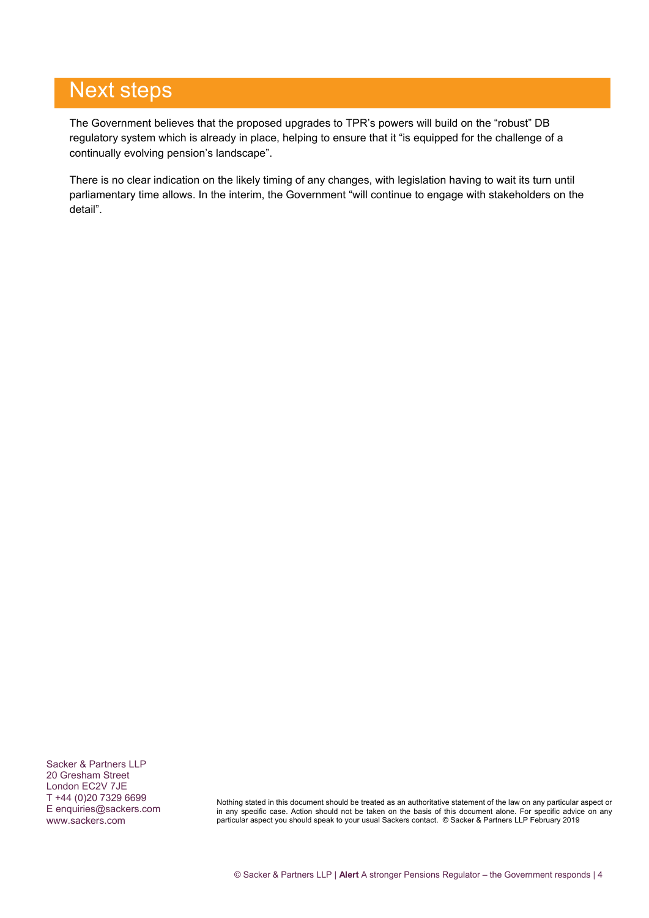## Next steps

The Government believes that the proposed upgrades to TPR's powers will build on the "robust" DB regulatory system which is already in place, helping to ensure that it "is equipped for the challenge of a continually evolving pension's landscape".

There is no clear indication on the likely timing of any changes, with legislation having to wait its turn until parliamentary time allows. In the interim, the Government "will continue to engage with stakeholders on the detail".

Sacker & Partners LLP
20 Gresham Street
London EC2V 7JE
T +44 (0)20 7329 6699
E enquiries@sackers.com
www.sackers.com

Nothing stated in this document should be treated as an authoritative statement of the law on any particular aspect or in any specific case. Action should not be taken on the basis of this document alone. For specific advice on any particular aspect you should speak to your usual Sackers contact. © Sacker & Partners LLP February 2019